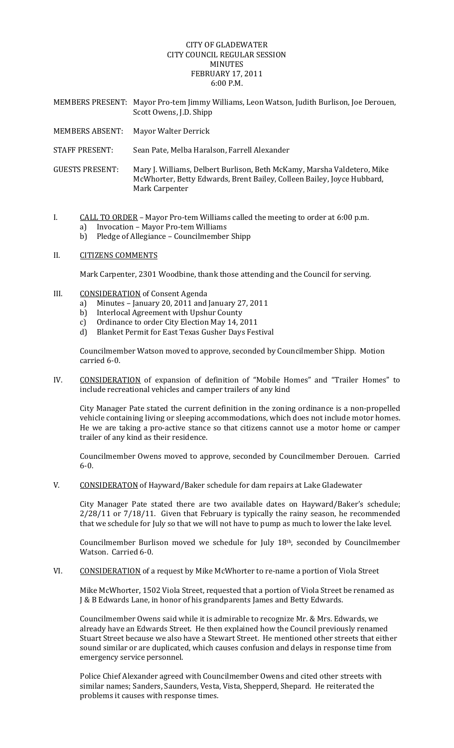CITY OF GLADEWATER
CITY COUNCIL REGULAR SESSION
MINUTES
FEBRUARY 17, 2011
6:00 P.M.

MEMBERS PRESENT: Mayor Pro-tem Jimmy Williams, Leon Watson, Judith Burlison, Joe Derouen, Scott Owens, J.D. Shipp

MEMBERS ABSENT: Mayor Walter Derrick

STAFF PRESENT: Sean Pate, Melba Haralson, Farrell Alexander

GUESTS PRESENT: Mary J. Williams, Delbert Burlison, Beth McKamy, Marsha Valdetero, Mike McWhorter, Betty Edwards, Brent Bailey, Colleen Bailey, Joyce Hubbard, Mark Carpenter

I. CALL TO ORDER – Mayor Pro-tem Williams called the meeting to order at 6:00 p.m.
   a) Invocation – Mayor Pro-tem Williams
   b) Pledge of Allegiance – Councilmember Shipp

II. CITIZENS COMMENTS

Mark Carpenter, 2301 Woodbine, thank those attending and the Council for serving.

III. CONSIDERATION of Consent Agenda
   a) Minutes – January 20, 2011 and January 27, 2011
   b) Interlocal Agreement with Upshur County
   c) Ordinance to order City Election May 14, 2011
   d) Blanket Permit for East Texas Gusher Days Festival

Councilmember Watson moved to approve, seconded by Councilmember Shipp. Motion carried 6-0.

IV. CONSIDERATION of expansion of definition of "Mobile Homes" and "Trailer Homes" to include recreational vehicles and camper trailers of any kind

City Manager Pate stated the current definition in the zoning ordinance is a non-propelled vehicle containing living or sleeping accommodations, which does not include motor homes. He we are taking a pro-active stance so that citizens cannot use a motor home or camper trailer of any kind as their residence.

Councilmember Owens moved to approve, seconded by Councilmember Derouen. Carried 6-0.

V. CONSIDERATON of Hayward/Baker schedule for dam repairs at Lake Gladewater

City Manager Pate stated there are two available dates on Hayward/Baker's schedule; 2/28/11 or 7/18/11. Given that February is typically the rainy season, he recommended that we schedule for July so that we will not have to pump as much to lower the lake level.

Councilmember Burlison moved we schedule for July 18th, seconded by Councilmember Watson. Carried 6-0.

VI. CONSIDERATION of a request by Mike McWhorter to re-name a portion of Viola Street

Mike McWhorter, 1502 Viola Street, requested that a portion of Viola Street be renamed as J & B Edwards Lane, in honor of his grandparents James and Betty Edwards.

Councilmember Owens said while it is admirable to recognize Mr. & Mrs. Edwards, we already have an Edwards Street. He then explained how the Council previously renamed Stuart Street because we also have a Stewart Street. He mentioned other streets that either sound similar or are duplicated, which causes confusion and delays in response time from emergency service personnel.

Police Chief Alexander agreed with Councilmember Owens and cited other streets with similar names; Sanders, Saunders, Vesta, Vista, Shepperd, Shepard. He reiterated the problems it causes with response times.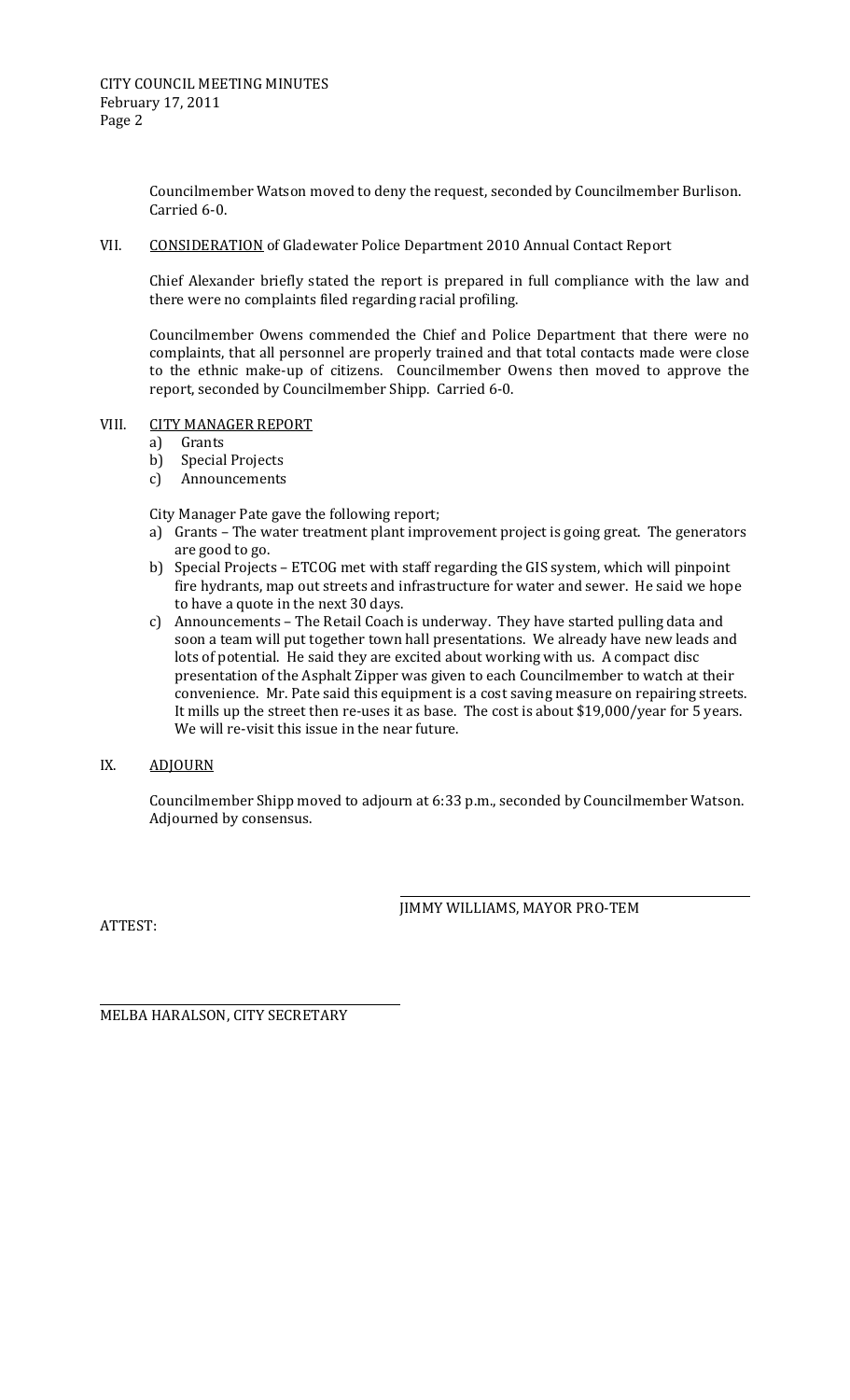Councilmember Watson moved to deny the request, seconded by Councilmember Burlison. Carried 6-0.

VII. CONSIDERATION of Gladewater Police Department 2010 Annual Contact Report

Chief Alexander briefly stated the report is prepared in full compliance with the law and there were no complaints filed regarding racial profiling.

Councilmember Owens commended the Chief and Police Department that there were no complaints, that all personnel are properly trained and that total contacts made were close to the ethnic make-up of citizens. Councilmember Owens then moved to approve the report, seconded by Councilmember Shipp. Carried 6-0.

VIII. CITY MANAGER REPORT

a) Grants
b) Special Projects
c) Announcements

City Manager Pate gave the following report;

a) Grants – The water treatment plant improvement project is going great. The generators are good to go.
b) Special Projects – ETCOG met with staff regarding the GIS system, which will pinpoint fire hydrants, map out streets and infrastructure for water and sewer. He said we hope to have a quote in the next 30 days.
c) Announcements – The Retail Coach is underway. They have started pulling data and soon a team will put together town hall presentations. We already have new leads and lots of potential. He said they are excited about working with us. A compact disc presentation of the Asphalt Zipper was given to each Councilmember to watch at their convenience. Mr. Pate said this equipment is a cost saving measure on repairing streets. It mills up the street then re-uses it as base. The cost is about $19,000/year for 5 years. We will re-visit this issue in the near future.

IX. ADJOURN

Councilmember Shipp moved to adjourn at 6:33 p.m., seconded by Councilmember Watson. Adjourned by consensus.

JIMMY WILLIAMS, MAYOR PRO-TEM

ATTEST:

MELBA HARALSON, CITY SECRETARY